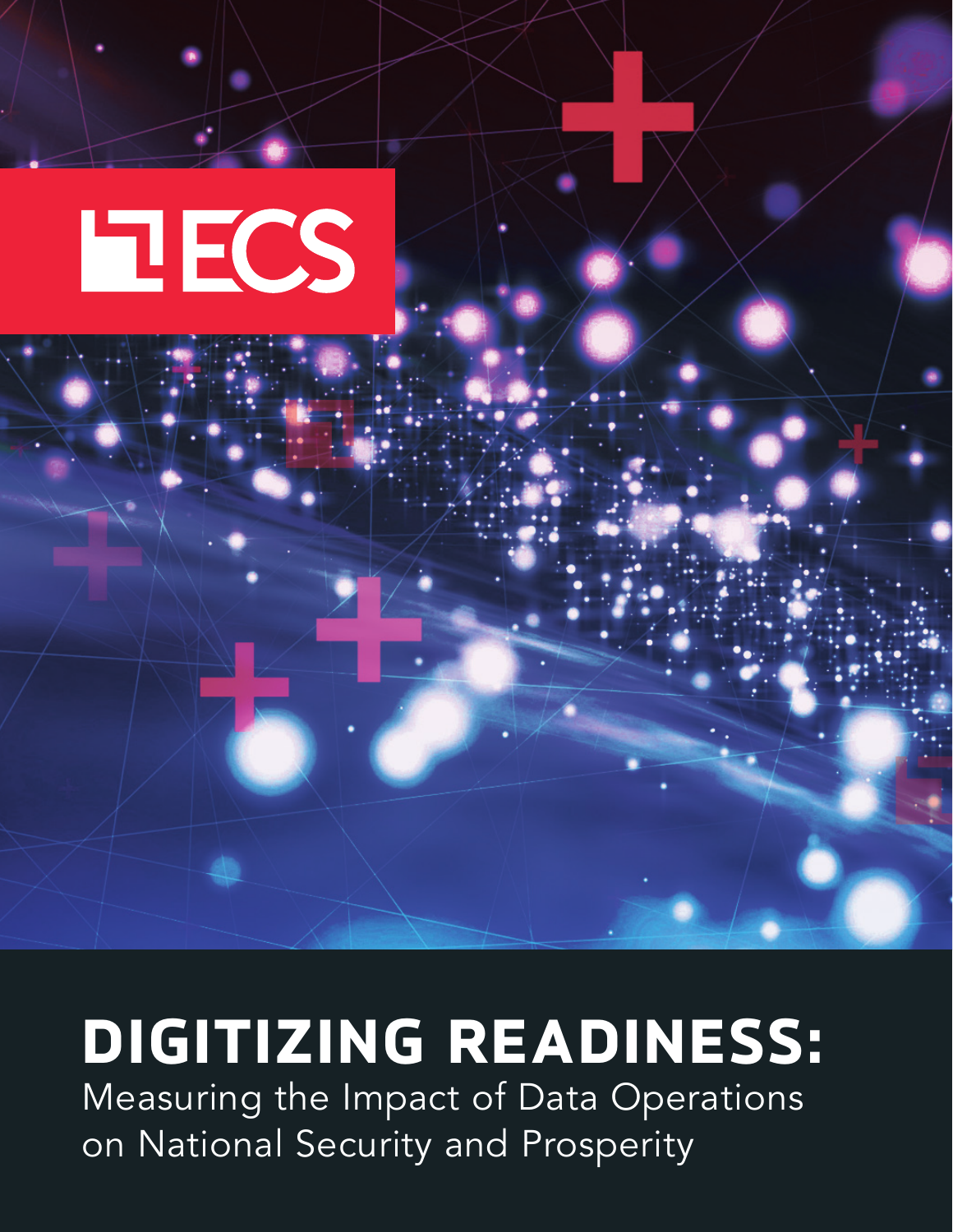ECS

# DIGITIZING READINESS:

Measuring the Impact of Data Operations on National Security and Prosperity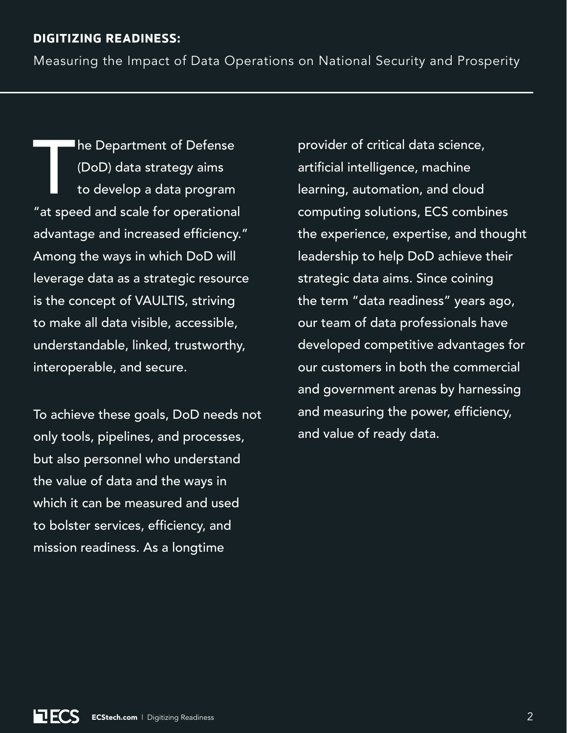The Department of Defense (DoD) data strategy aims to develop a data program "at speed and scale for operational advantage and increased efficiency." Among the ways in which DoD will leverage data as a strategic resource is the concept of VAULTIS, striving to make all data visible, accessible, understandable, linked, trustworthy, interoperable, and secure.

To achieve these goals, DoD needs not only tools, pipelines, and processes, but also personnel who understand the value of data and the ways in which it can be measured and used to bolster services, efficiency, and mission readiness. As a longtime provider of critical data science, artificial intelligence, machine learning, automation, and cloud computing solutions, ECS combines the experience, expertise, and thought leadership to help DoD achieve their strategic data aims. Since coining the term "data readiness" years ago, our team of data professionals have developed competitive advantages for our customers in both the commercial and government arenas by harnessing and measuring the power, efficiency, and value of ready data.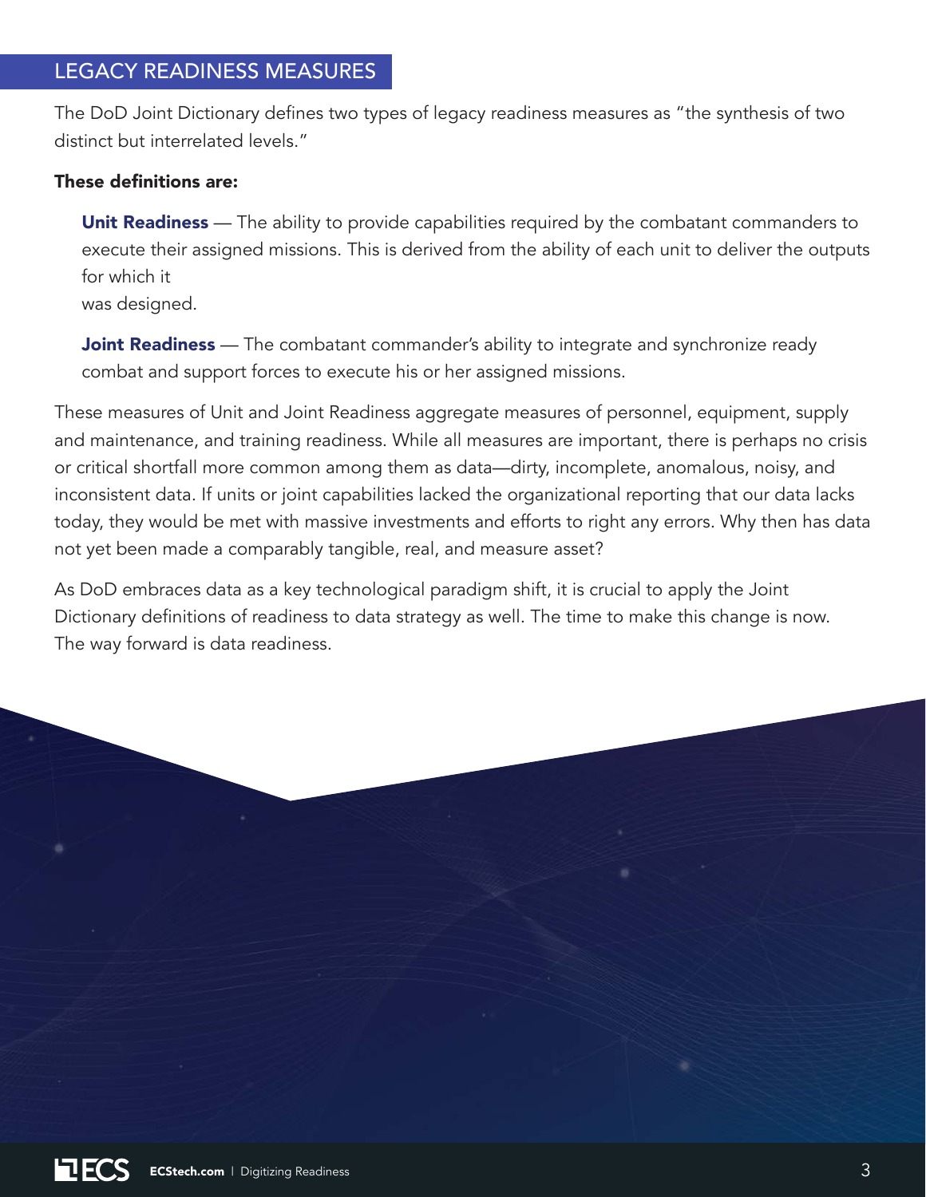## LEGACY READINESS MEASURES

The DoD Joint Dictionary defines two types of legacy readiness measures as "the synthesis of two distinct but interrelated levels."

**These definitions are:**

**Unit Readiness** — The ability to provide capabilities required by the combatant commanders to execute their assigned missions. This is derived from the ability of each unit to deliver the outputs for which it was designed.

**Joint Readiness** — The combatant commander's ability to integrate and synchronize ready combat and support forces to execute his or her assigned missions.

These measures of Unit and Joint Readiness aggregate measures of personnel, equipment, supply and maintenance, and training readiness. While all measures are important, there is perhaps no crisis or critical shortfall more common among them as data—dirty, incomplete, anomalous, noisy, and inconsistent data. If units or joint capabilities lacked the organizational reporting that our data lacks today, they would be met with massive investments and efforts to right any errors. Why then has data not yet been made a comparably tangible, real, and measure asset?

As DoD embraces data as a key technological paradigm shift, it is crucial to apply the Joint Dictionary definitions of readiness to data strategy as well. The time to make this change is now. The way forward is data readiness.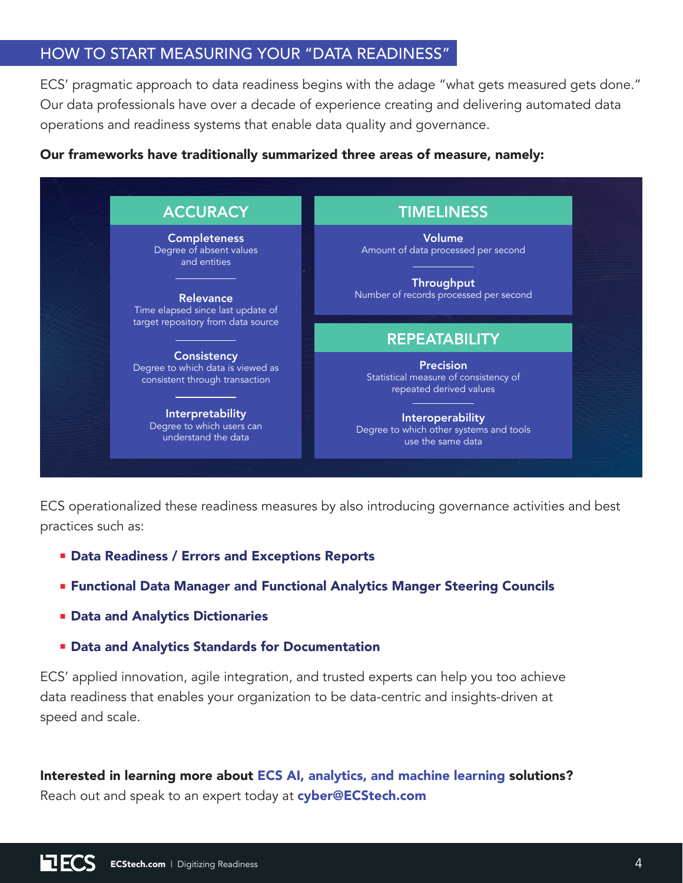## HOW TO START MEASURING YOUR "DATA READINESS"

ECS' pragmatic approach to data readiness begins with the adage "what gets measured gets done." Our data professionals have over a decade of experience creating and delivering automated data operations and readiness systems that enable data quality and governance.

**Our frameworks have traditionally summarized three areas of measure, namely:**

### ACCURACY

**Completeness**
Degree of absent values and entities

**Relevance**
Time elapsed since last update of target repository from data source

**Consistency**
Degree to which data is viewed as consistent through transaction

**Interpretability**
Degree to which users can understand the data

### TIMELINESS

**Volume**
Amount of data processed per second

**Throughput**
Number of records processed per second

### REPEATABILITY

**Precision**
Statistical measure of consistency of repeated derived values

**Interoperability**
Degree to which other systems and tools use the same data

ECS operationalized these readiness measures by also introducing governance activities and best practices such as:

- **Data Readiness / Errors and Exceptions Reports**
- **Functional Data Manager and Functional Analytics Manger Steering Councils**
- **Data and Analytics Dictionaries**
- **Data and Analytics Standards for Documentation**

ECS' applied innovation, agile integration, and trusted experts can help you too achieve data readiness that enables your organization to be data-centric and insights-driven at speed and scale.

**Interested in learning more about ECS AI, analytics, and machine learning solutions?**
Reach out and speak to an expert today at **cyber@ECStech.com**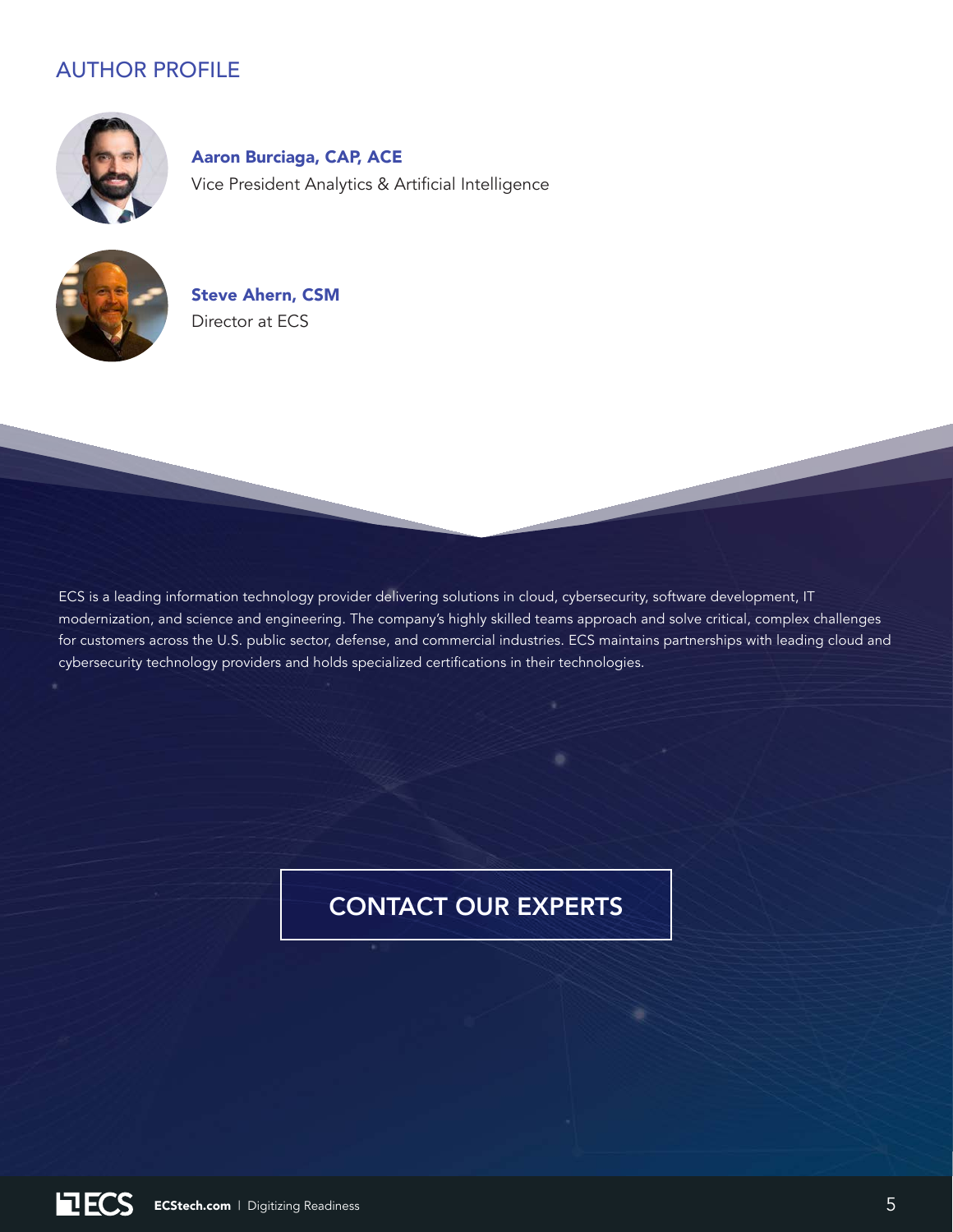## AUTHOR PROFILE

**Aaron Burciaga, CAP, ACE**
Vice President Analytics & Artificial Intelligence

**Steve Ahern, CSM**
Director at ECS

ECS is a leading information technology provider delivering solutions in cloud, cybersecurity, software development, IT modernization, and science and engineering. The company's highly skilled teams approach and solve critical, complex challenges for customers across the U.S. public sector, defense, and commercial industries. ECS maintains partnerships with leading cloud and cybersecurity technology providers and holds specialized certifications in their technologies.

CONTACT OUR EXPERTS